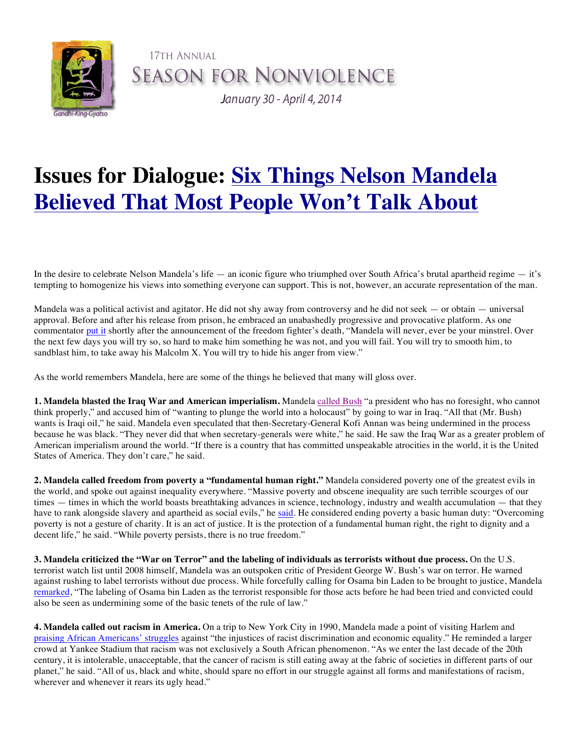17TH ANNUAL

SEASON FOR NONVIOLENCE

*January 30 - April 4, 2014*

Gandhi-King-Gyatso

# Issues for Dialogue: Six Things Nelson Mandela Believed That Most People Won't Talk About

In the desire to celebrate Nelson Mandela's life — an iconic figure who triumphed over South Africa's brutal apartheid regime — it's tempting to homogenize his views into something everyone can support. This is not, however, an accurate representation of the man.

Mandela was a political activist and agitator. He did not shy away from controversy and he did not seek — or obtain — universal approval. Before and after his release from prison, he embraced an unabashedly progressive and provocative platform. As one commentator put it shortly after the announcement of the freedom fighter's death, "Mandela will never, ever be your minstrel. Over the next few days you will try so, so hard to make him something he was not, and you will fail. You will try to smooth him, to sandblast him, to take away his Malcolm X. You will try to hide his anger from view."

As the world remembers Mandela, here are some of the things he believed that many will gloss over.

**1. Mandela blasted the Iraq War and American imperialism.** Mandela called Bush "a president who has no foresight, who cannot think properly," and accused him of "wanting to plunge the world into a holocaust" by going to war in Iraq. "All that (Mr. Bush) wants is Iraqi oil," he said. Mandela even speculated that then-Secretary-General Kofi Annan was being undermined in the process because he was black. "They never did that when secretary-generals were white," he said. He saw the Iraq War as a greater problem of American imperialism around the world. "If there is a country that has committed unspeakable atrocities in the world, it is the United States of America. They don't care," he said.

**2. Mandela called freedom from poverty a "fundamental human right."** Mandela considered poverty one of the greatest evils in the world, and spoke out against inequality everywhere. "Massive poverty and obscene inequality are such terrible scourges of our times — times in which the world boasts breathtaking advances in science, technology, industry and wealth accumulation — that they have to rank alongside slavery and apartheid as social evils," he said. He considered ending poverty a basic human duty: "Overcoming poverty is not a gesture of charity. It is an act of justice. It is the protection of a fundamental human right, the right to dignity and a decent life," he said. "While poverty persists, there is no true freedom."

**3. Mandela criticized the "War on Terror" and the labeling of individuals as terrorists without due process.** On the U.S. terrorist watch list until 2008 himself, Mandela was an outspoken critic of President George W. Bush's war on terror. He warned against rushing to label terrorists without due process. While forcefully calling for Osama bin Laden to be brought to justice, Mandela remarked, "The labeling of Osama bin Laden as the terrorist responsible for those acts before he had been tried and convicted could also be seen as undermining some of the basic tenets of the rule of law."

**4. Mandela called out racism in America.** On a trip to New York City in 1990, Mandela made a point of visiting Harlem and praising African Americans' struggles against "the injustices of racist discrimination and economic equality." He reminded a larger crowd at Yankee Stadium that racism was not exclusively a South African phenomenon. "As we enter the last decade of the 20th century, it is intolerable, unacceptable, that the cancer of racism is still eating away at the fabric of societies in different parts of our planet," he said. "All of us, black and white, should spare no effort in our struggle against all forms and manifestations of racism, wherever and whenever it rears its ugly head."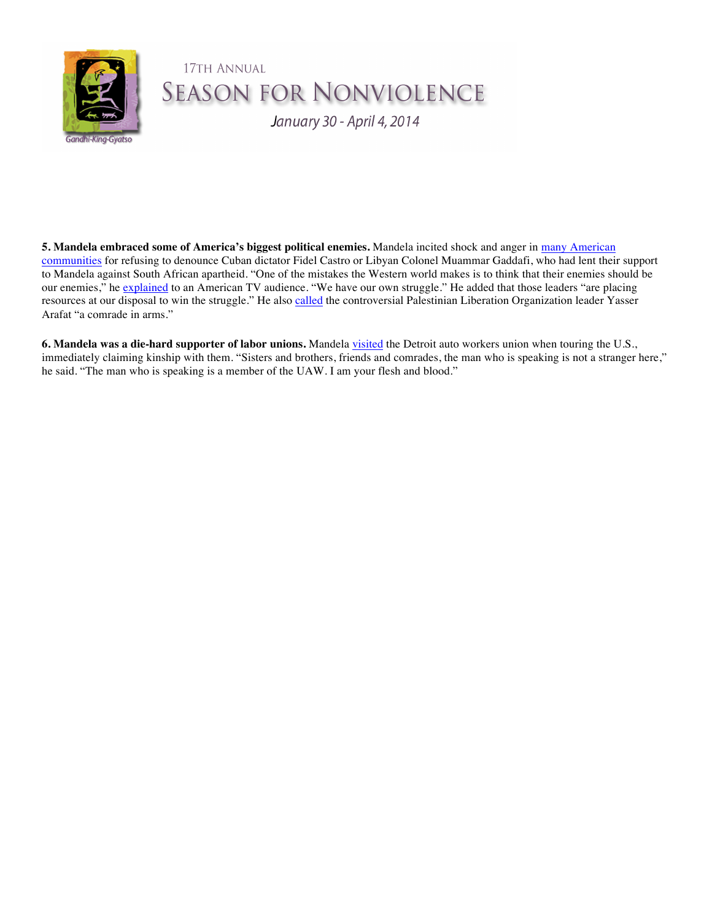**5. Mandela embraced some of America's biggest political enemies.** Mandela incited shock and anger in many American communities for refusing to denounce Cuban dictator Fidel Castro or Libyan Colonel Muammar Gaddafi, who had lent their support to Mandela against South African apartheid. "One of the mistakes the Western world makes is to think that their enemies should be our enemies," he explained to an American TV audience. "We have our own struggle." He added that those leaders "are placing resources at our disposal to win the struggle." He also called the controversial Palestinian Liberation Organization leader Yasser Arafat "a comrade in arms."

**6. Mandela was a die-hard supporter of labor unions.** Mandela visited the Detroit auto workers union when touring the U.S., immediately claiming kinship with them. "Sisters and brothers, friends and comrades, the man who is speaking is not a stranger here," he said. "The man who is speaking is a member of the UAW. I am your flesh and blood."